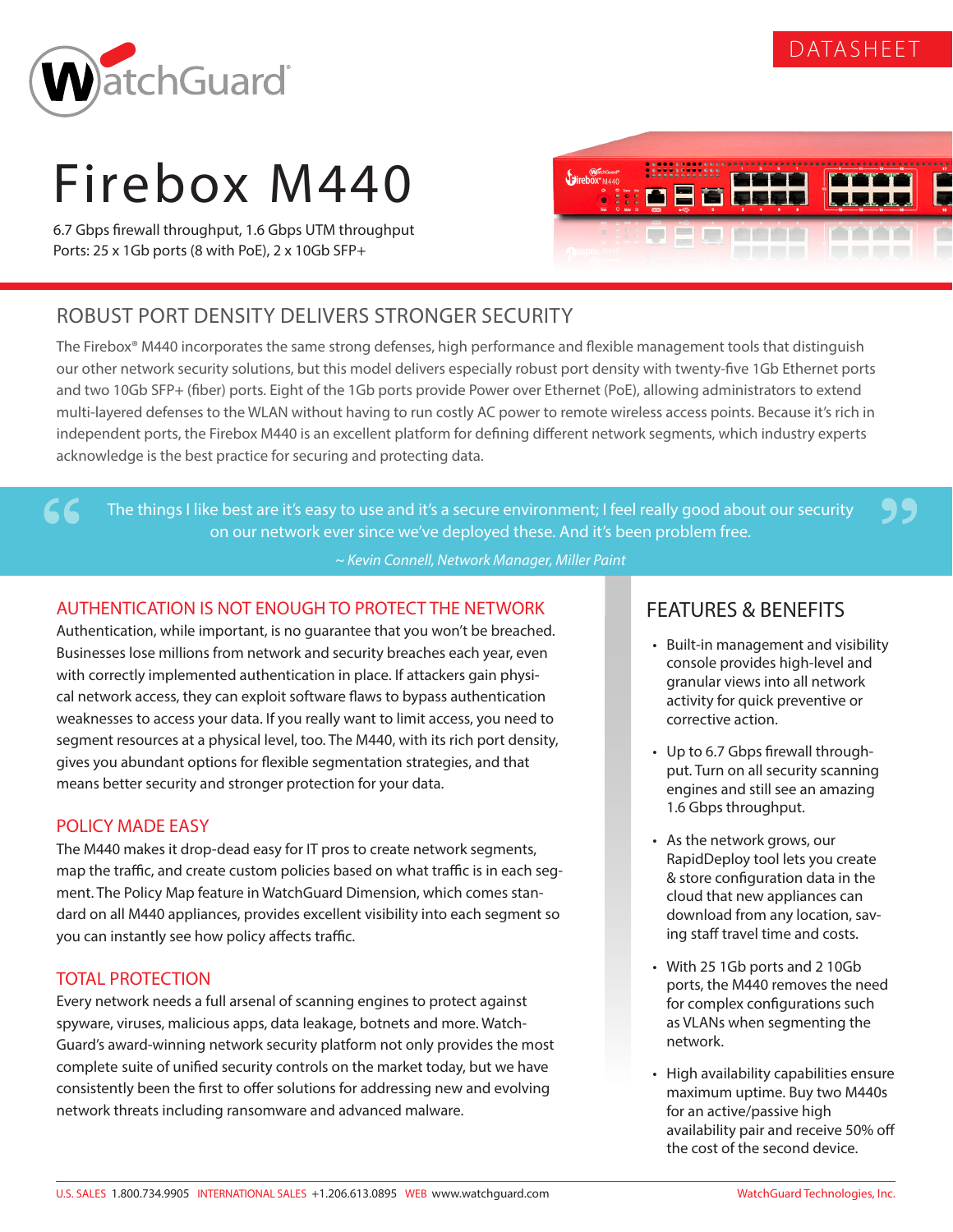DATASHEET

# Firebox M440

6.7 Gbps firewall throughput, 1.6 Gbps UTM throughput
Ports: 25 x 1Gb ports (8 with PoE), 2 x 10Gb SFP+

## ROBUST PORT DENSITY DELIVERS STRONGER SECURITY

The Firebox® M440 incorporates the same strong defenses, high performance and flexible management tools that distinguish our other network security solutions, but this model delivers especially robust port density with twenty-five 1Gb Ethernet ports and two 10Gb SFP+ (fiber) ports. Eight of the 1Gb ports provide Power over Ethernet (PoE), allowing administrators to extend multi-layered defenses to the WLAN without having to run costly AC power to remote wireless access points. Because it's rich in independent ports, the Firebox M440 is an excellent platform for defining different network segments, which industry experts acknowledge is the best practice for securing and protecting data.

> "The things I like best are it's easy to use and it's a secure environment; I feel really good about our security on our network ever since we've deployed these. And it's been problem free."
>
> *~ Kevin Connell, Network Manager, Miller Paint*

### AUTHENTICATION IS NOT ENOUGH TO PROTECT THE NETWORK

Authentication, while important, is no guarantee that you won't be breached. Businesses lose millions from network and security breaches each year, even with correctly implemented authentication in place. If attackers gain physical network access, they can exploit software flaws to bypass authentication weaknesses to access your data. If you really want to limit access, you need to segment resources at a physical level, too. The M440, with its rich port density, gives you abundant options for flexible segmentation strategies, and that means better security and stronger protection for your data.

### POLICY MADE EASY

The M440 makes it drop-dead easy for IT pros to create network segments, map the traffic, and create custom policies based on what traffic is in each segment. The Policy Map feature in WatchGuard Dimension, which comes standard on all M440 appliances, provides excellent visibility into each segment so you can instantly see how policy affects traffic.

### TOTAL PROTECTION

Every network needs a full arsenal of scanning engines to protect against spyware, viruses, malicious apps, data leakage, botnets and more. WatchGuard's award-winning network security platform not only provides the most complete suite of unified security controls on the market today, but we have consistently been the first to offer solutions for addressing new and evolving network threats including ransomware and advanced malware.

## FEATURES & BENEFITS

- Built-in management and visibility console provides high-level and granular views into all network activity for quick preventive or corrective action.
- Up to 6.7 Gbps firewall throughput. Turn on all security scanning engines and still see an amazing 1.6 Gbps throughput.
- As the network grows, our RapidDeploy tool lets you create & store configuration data in the cloud that new appliances can download from any location, saving staff travel time and costs.
- With 25 1Gb ports and 2 10Gb ports, the M440 removes the need for complex configurations such as VLANs when segmenting the network.
- High availability capabilities ensure maximum uptime. Buy two M440s for an active/passive high availability pair and receive 50% off the cost of the second device.

U.S. SALES 1.800.734.9905 INTERNATIONAL SALES +1.206.613.0895 WEB www.watchguard.com WatchGuard Technologies, Inc.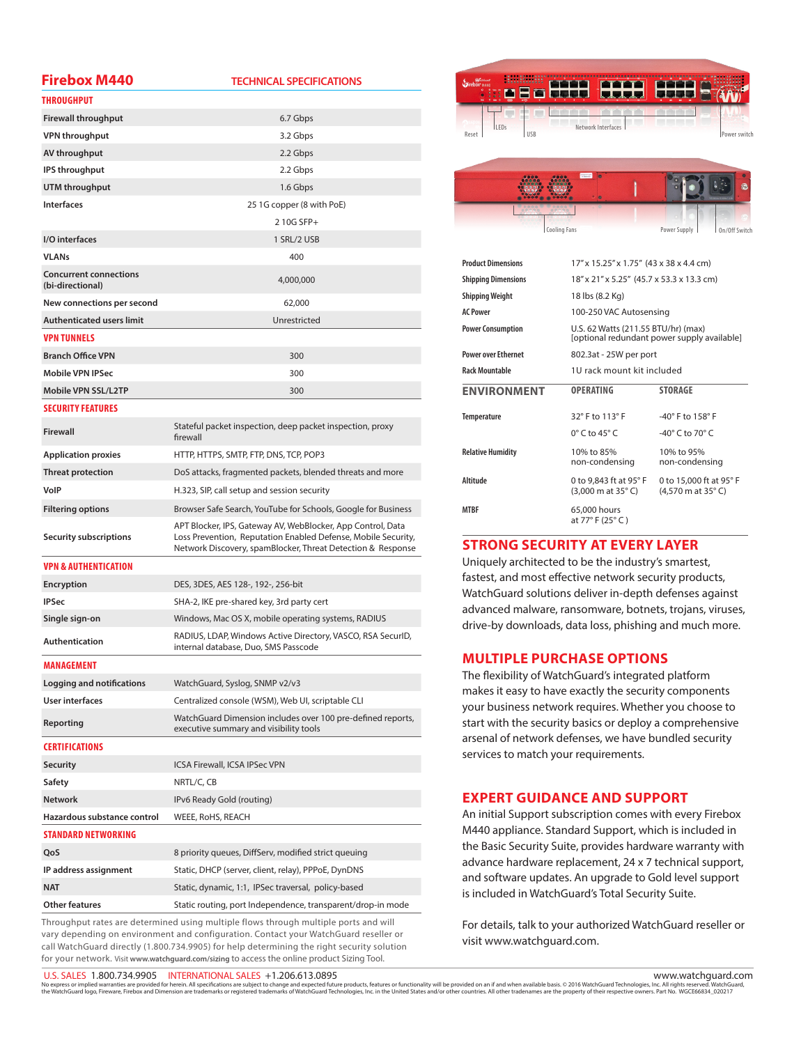# Firebox M440

## TECHNICAL SPECIFICATIONS

| THROUGHPUT | |
|---|---|
| Firewall throughput | 6.7 Gbps |
| VPN throughput | 3.2 Gbps |
| AV throughput | 2.2 Gbps |
| IPS throughput | 2.2 Gbps |
| UTM throughput | 1.6 Gbps |
| Interfaces | 25 1G copper (8 with PoE) |
| | 2 10G SFP+ |
| I/O interfaces | 1 SRL/2 USB |
| VLANs | 400 |
| Concurrent connections (bi-directional) | 4,000,000 |
| New connections per second | 62,000 |
| Authenticated users limit | Unrestricted |
| **VPN TUNNELS** | |
| Branch Office VPN | 300 |
| Mobile VPN IPSec | 300 |
| Mobile VPN SSL/L2TP | 300 |

| SECURITY FEATURES | |
|---|---|
| Firewall | Stateful packet inspection, deep packet inspection, proxy firewall |
| Application proxies | HTTP, HTTPS, SMTP, FTP, DNS, TCP, POP3 |
| Threat protection | DoS attacks, fragmented packets, blended threats and more |
| VoIP | H.323, SIP, call setup and session security |
| Filtering options | Browser Safe Search, YouTube for Schools, Google for Business |
| Security subscriptions | APT Blocker, IPS, Gateway AV, WebBlocker, App Control, Data Loss Prevention, Reputation Enabled Defense, Mobile Security, Network Discovery, spamBlocker, Threat Detection & Response |
| **VPN & AUTHENTICATION** | |
| Encryption | DES, 3DES, AES 128-, 192-, 256-bit |
| IPSec | SHA-2, IKE pre-shared key, 3rd party cert |
| Single sign-on | Windows, Mac OS X, mobile operating systems, RADIUS |
| Authentication | RADIUS, LDAP, Windows Active Directory, VASCO, RSA SecurID, internal database, Duo, SMS Passcode |
| **MANAGEMENT** | |
| Logging and notifications | WatchGuard, Syslog, SNMP v2/v3 |
| User interfaces | Centralized console (WSM), Web UI, scriptable CLI |
| Reporting | WatchGuard Dimension includes over 100 pre-defined reports, executive summary and visibility tools |
| **CERTIFICATIONS** | |
| Security | ICSA Firewall, ICSA IPSec VPN |
| Safety | NRTL/C, CB |
| Network | IPv6 Ready Gold (routing) |
| Hazardous substance control | WEEE, RoHS, REACH |
| **STANDARD NETWORKING** | |
| QoS | 8 priority queues, DiffServ, modified strict queuing |
| IP address assignment | Static, DHCP (server, client, relay), PPPoE, DynDNS |
| NAT | Static, dynamic, 1:1, IPSec traversal, policy-based |
| Other features | Static routing, port Independence, transparent/drop-in mode |

Throughput rates are determined using multiple flows through multiple ports and will vary depending on environment and configuration. Contact your WatchGuard reseller or call WatchGuard directly (1.800.734.9905) for help determining the right security solution for your network. Visit www.watchguard.com/sizing to access the online product Sizing Tool.

Reset | LEDs | USB | Network Interfaces | Power switch

Cooling Fans | Power Supply | On/Off Switch

| | |
|---|---|
| Product Dimensions | 17" x 15.25" x 1.75" (43 x 38 x 4.4 cm) |
| Shipping Dimensions | 18" x 21" x 5.25" (45.7 x 53.3 x 13.3 cm) |
| Shipping Weight | 18 lbs (8.2 Kg) |
| AC Power | 100-250 VAC Autosensing |
| Power Consumption | U.S. 62 Watts (211.55 BTU/hr) (max) [optional redundant power supply available] |
| Power over Ethernet | 802.3at - 25W per port |
| Rack Mountable | 1U rack mount kit included |

| ENVIRONMENT | OPERATING | STORAGE |
|---|---|---|
| Temperature | 32° F to 113° F | -40° F to 158° F |
| | 0° C to 45° C | -40° C to 70° C |
| Relative Humidity | 10% to 85% non-condensing | 10% to 95% non-condensing |
| Altitude | 0 to 9,843 ft at 95° F (3,000 m at 35° C) | 0 to 15,000 ft at 95° F (4,570 m at 35° C) |
| MTBF | 65,000 hours at 77° F (25° C) | |

## STRONG SECURITY AT EVERY LAYER

Uniquely architected to be the industry's smartest, fastest, and most effective network security products, WatchGuard solutions deliver in-depth defenses against advanced malware, ransomware, botnets, trojans, viruses, drive-by downloads, data loss, phishing and much more.

## MULTIPLE PURCHASE OPTIONS

The flexibility of WatchGuard's integrated platform makes it easy to have exactly the security components your business network requires. Whether you choose to start with the security basics or deploy a comprehensive arsenal of network defenses, we have bundled security services to match your requirements.

## EXPERT GUIDANCE AND SUPPORT

An initial Support subscription comes with every Firebox M440 appliance. Standard Support, which is included in the Basic Security Suite, provides hardware warranty with advance hardware replacement, 24 x 7 technical support, and software updates. An upgrade to Gold level support is included in WatchGuard's Total Security Suite.

For details, talk to your authorized WatchGuard reseller or visit www.watchguard.com.

U.S. SALES 1.800.734.9905 INTERNATIONAL SALES +1.206.613.0895 www.watchguard.com

No express or implied warranties are provided for herein. All specifications are subject to change and expected future products, features or functionality will be provided on an if and when available basis. © 2016 WatchGuard Technologies, Inc. All rights reserved. WatchGuard, the WatchGuard logo, Fireware, Firebox and Dimension are trademarks or registered trademarks of WatchGuard Technologies, Inc. in the United States and/or other countries. All other tradenames are the property of their respective owners. Part No. WGCE66834_020217